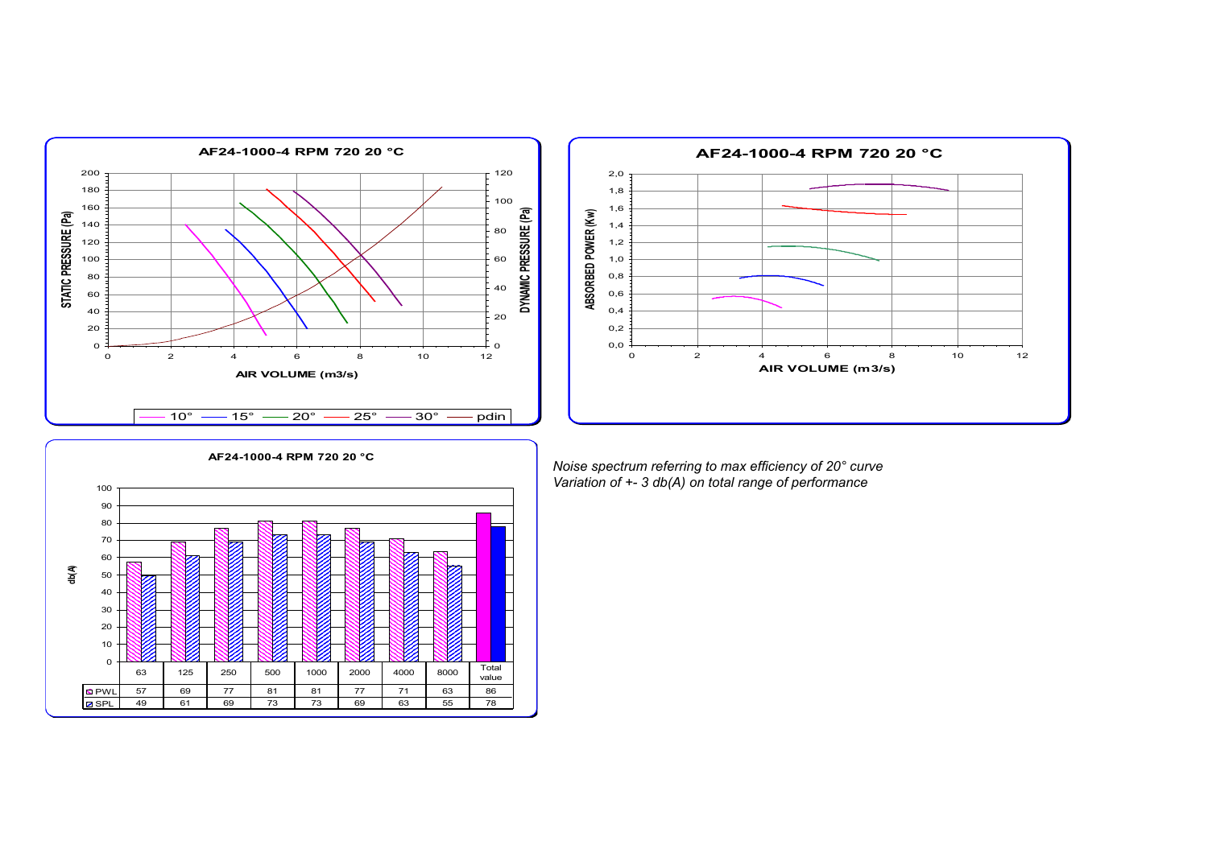## AF24-1000-4 RPM 720 20 °C

STATIC PRESSURE (Pa) / DYNAMIC PRESSURE (Pa) vs AIR VOLUME (m3/s)

Legend: 10° — 15° — 20° — 25° — 30° — pdin

## AF24-1000-4 RPM 720 20 °C

ABSORBED POWER (Kw) vs AIR VOLUME (m3/s)

## AF24-1000-4 RPM 720 20 °C

db(A)

| | 63 | 125 | 250 | 500 | 1000 | 2000 | 4000 | 8000 | Total value |
|---|---|---|---|---|---|---|---|---|---|
| PWL | 57 | 69 | 77 | 81 | 81 | 77 | 71 | 63 | 86 |
| SPL | 49 | 61 | 69 | 73 | 73 | 69 | 63 | 55 | 78 |

*Noise spectrum referring to max efficiency of 20° curve*
*Variation of +- 3 db(A) on total range of performance*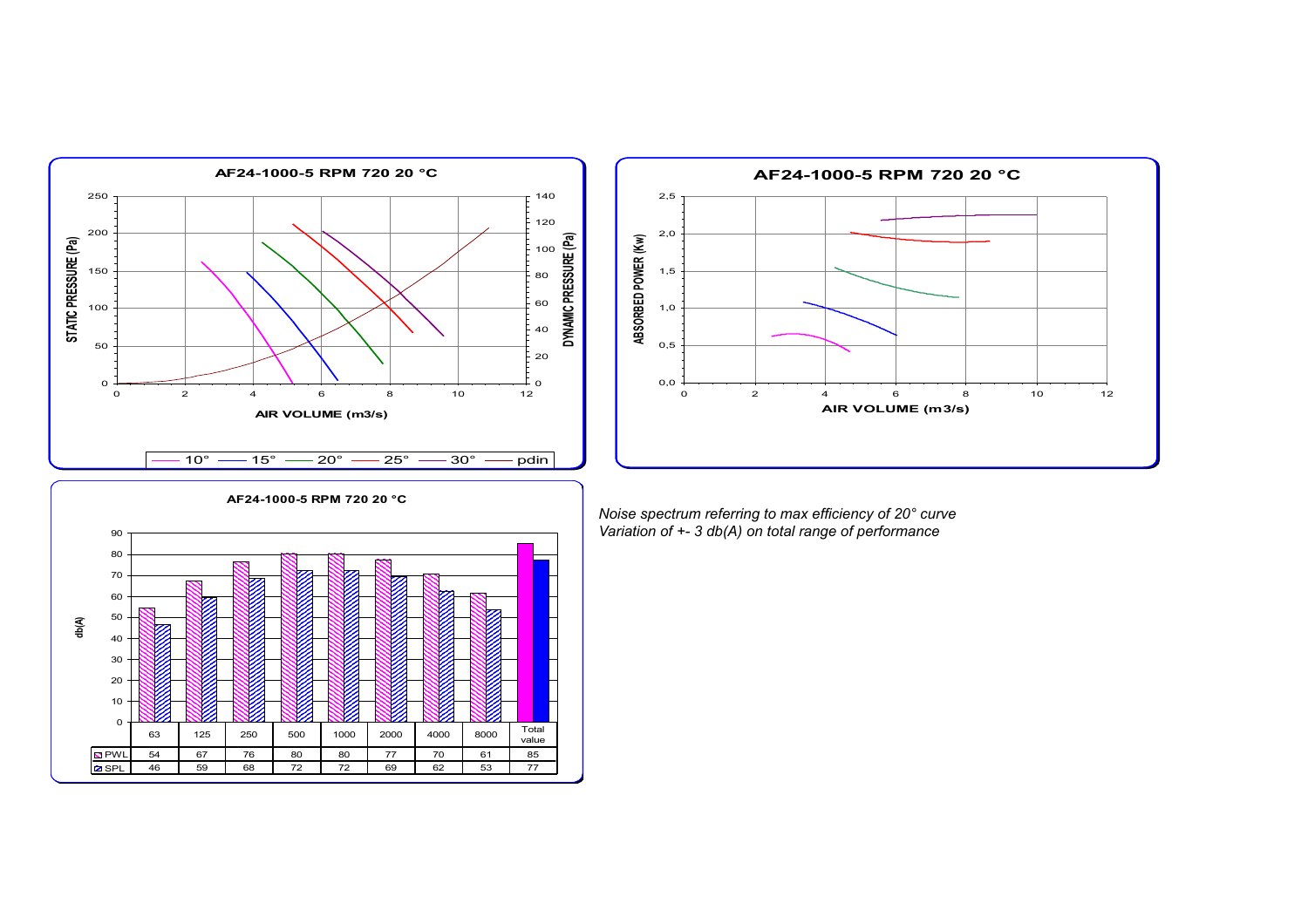**AF24-1000-5 RPM 720 20 °C**

STATIC PRESSURE (Pa) / DYNAMIC PRESSURE (Pa) vs AIR VOLUME (m3/s)

Legend: 10° — 15° — 20° — 25° — 30° — pdin

**AF24-1000-5 RPM 720 20 °C**

ABSORBED POWER (Kw) vs AIR VOLUME (m3/s)

**AF24-1000-5 RPM 720 20 °C**

db(A)

| | 63 | 125 | 250 | 500 | 1000 | 2000 | 4000 | 8000 | Total value |
|---|---|---|---|---|---|---|---|---|---|
| PWL | 54 | 67 | 76 | 80 | 80 | 77 | 70 | 61 | 85 |
| SPL | 46 | 59 | 68 | 72 | 72 | 69 | 62 | 53 | 77 |

*Noise spectrum referring to max efficiency of 20° curve*
*Variation of +- 3 db(A) on total range of performance*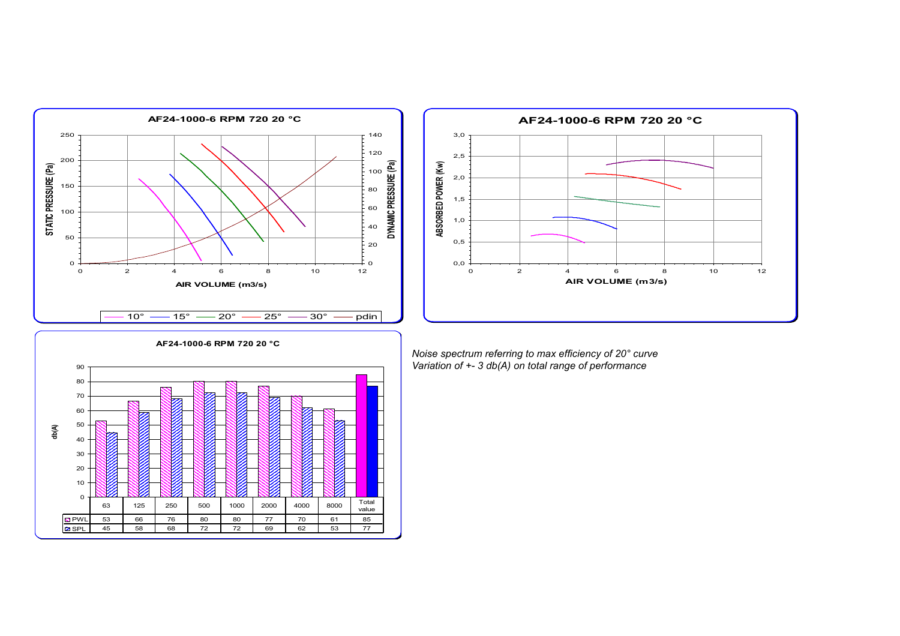**AF24-1000-6 RPM 720 20 °C**

STATIC PRESSURE (Pa) / DYNAMIC PRESSURE (Pa) vs AIR VOLUME (m3/s)

Legend: 10° — 15° — 20° — 25° — 30° — pdin

**AF24-1000-6 RPM 720 20 °C**

ABSORBED POWER (Kw) vs AIR VOLUME (m3/s)

**AF24-1000-6 RPM 720 20 °C**

db(A)

| | 63 | 125 | 250 | 500 | 1000 | 2000 | 4000 | 8000 | Total value |
|---|---|---|---|---|---|---|---|---|---|
| PWL | 53 | 66 | 76 | 80 | 80 | 77 | 70 | 61 | 85 |
| SPL | 45 | 58 | 68 | 72 | 72 | 69 | 62 | 53 | 77 |

*Noise spectrum referring to max efficiency of 20° curve*
*Variation of +- 3 db(A) on total range of performance*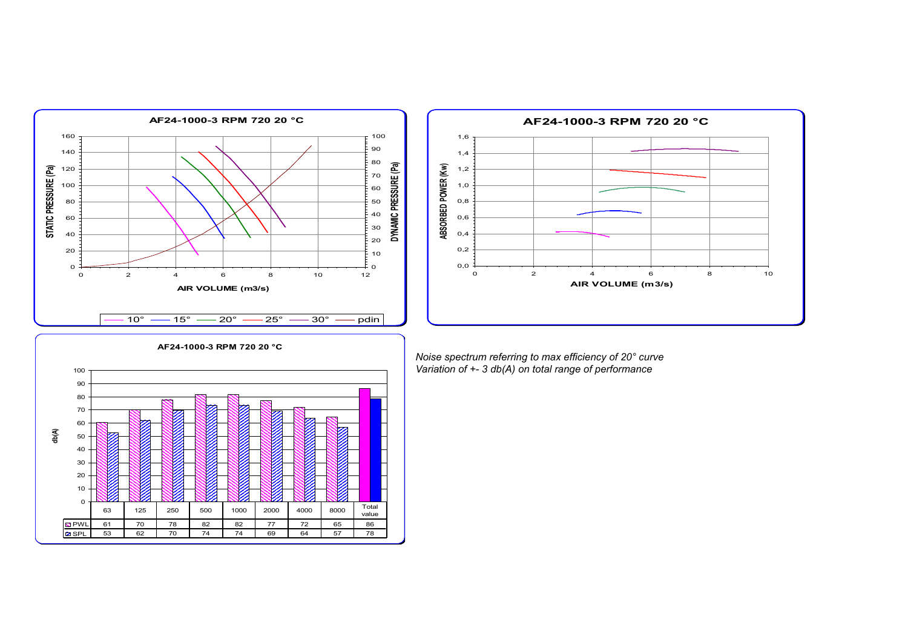AF24-1000-3 RPM 720 20 °C

STATIC PRESSURE (Pa)

DYNAMIC PRESSURE (Pa)

AIR VOLUME (m3/s)

0, 20, 40, 60, 80, 100, 120, 140, 160

0, 10, 20, 30, 40, 50, 60, 70, 80, 90, 100

0, 2, 4, 6, 8, 10, 12

10° 15° 20° 25° 30° pdin

AF24-1000-3 RPM 720 20 °C

ABSORBED POWER (Kw)

AIR VOLUME (m3/s)

0,0, 0,2, 0,4, 0,6, 0,8, 1,0, 1,2, 1,4, 1,6

0, 2, 4, 6, 8, 10

AF24-1000-3 RPM 720 20 °C

db(A)

0, 10, 20, 30, 40, 50, 60, 70, 80, 90, 100

| | 63 | 125 | 250 | 500 | 1000 | 2000 | 4000 | 8000 | Total value |
|---|---|---|---|---|---|---|---|---|---|
| PWL | 61 | 70 | 78 | 82 | 82 | 77 | 72 | 65 | 86 |
| SPL | 53 | 62 | 70 | 74 | 74 | 69 | 64 | 57 | 78 |

*Noise spectrum referring to max efficiency of 20° curve*
*Variation of +- 3 db(A) on total range of performance*